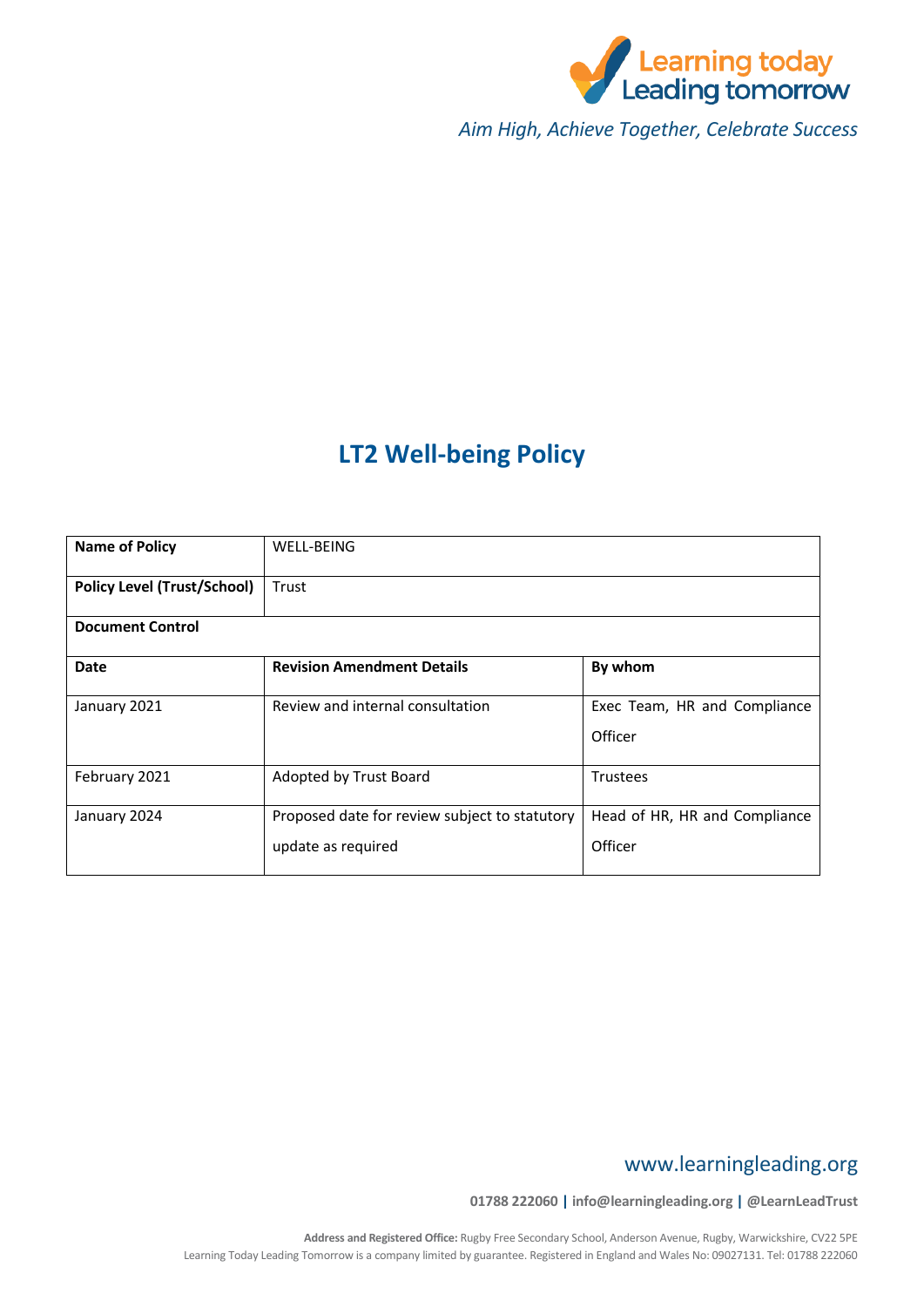Learning today Leading tomorrow

*Aim High, Achieve Together, Celebrate Success*

# LT2 Well-being Policy

| **Name of Policy** | WELL-BEING | |
|---|---|---|
| **Policy Level (Trust/School)** | Trust | |
| **Document Control** | | |
| **Date** | **Revision Amendment Details** | **By whom** |
| January 2021 | Review and internal consultation | Exec Team, HR and Compliance Officer |
| February 2021 | Adopted by Trust Board | Trustees |
| January 2024 | Proposed date for review subject to statutory update as required | Head of HR, HR and Compliance Officer |

www.learningleading.org

**01788 222060 | info@learningleading.org | @LearnLeadTrust**

**Address and Registered Office:** Rugby Free Secondary School, Anderson Avenue, Rugby, Warwickshire, CV22 5PE
Learning Today Leading Tomorrow is a company limited by guarantee. Registered in England and Wales No: 09027131. Tel: 01788 222060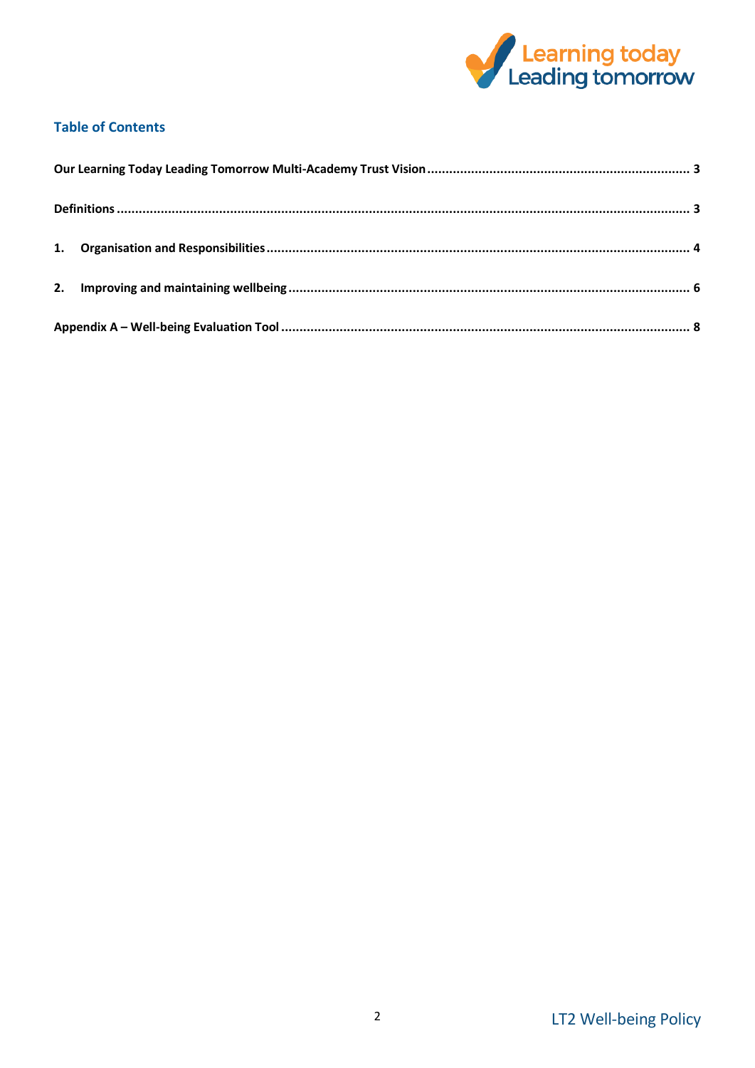## Table of Contents

Our Learning Today Leading Tomorrow Multi-Academy Trust Vision ........ 3

Definitions ........ 3

1. Organisation and Responsibilities ........ 4

2. Improving and maintaining wellbeing ........ 6

Appendix A – Well-being Evaluation Tool ........ 8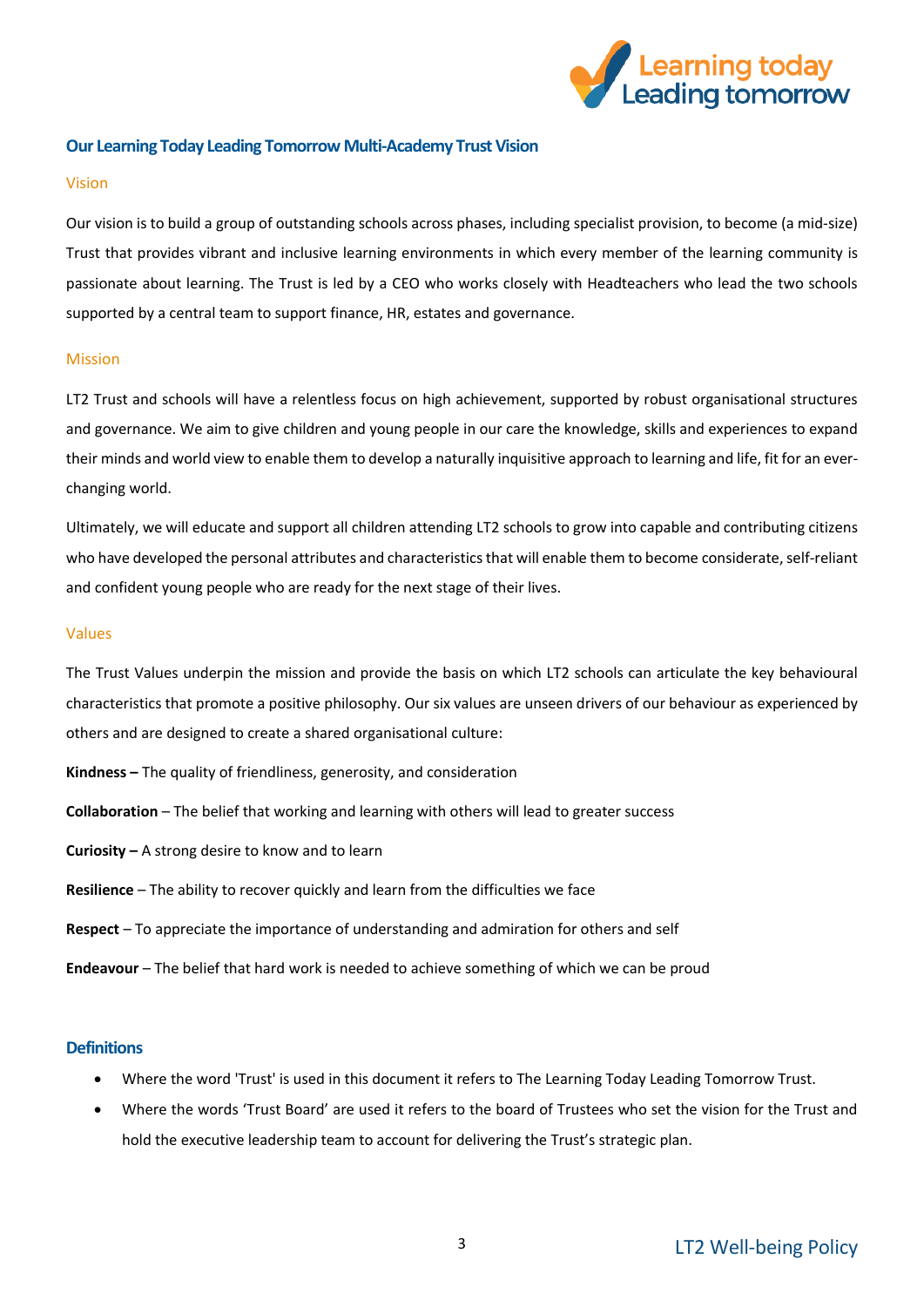## Our Learning Today Leading Tomorrow Multi-Academy Trust Vision

### Vision

Our vision is to build a group of outstanding schools across phases, including specialist provision, to become (a mid-size) Trust that provides vibrant and inclusive learning environments in which every member of the learning community is passionate about learning. The Trust is led by a CEO who works closely with Headteachers who lead the two schools supported by a central team to support finance, HR, estates and governance.

### Mission

LT2 Trust and schools will have a relentless focus on high achievement, supported by robust organisational structures and governance. We aim to give children and young people in our care the knowledge, skills and experiences to expand their minds and world view to enable them to develop a naturally inquisitive approach to learning and life, fit for an ever-changing world.

Ultimately, we will educate and support all children attending LT2 schools to grow into capable and contributing citizens who have developed the personal attributes and characteristics that will enable them to become considerate, self-reliant and confident young people who are ready for the next stage of their lives.

### Values

The Trust Values underpin the mission and provide the basis on which LT2 schools can articulate the key behavioural characteristics that promote a positive philosophy. Our six values are unseen drivers of our behaviour as experienced by others and are designed to create a shared organisational culture:

**Kindness –** The quality of friendliness, generosity, and consideration

**Collaboration** – The belief that working and learning with others will lead to greater success

**Curiosity –** A strong desire to know and to learn

**Resilience** – The ability to recover quickly and learn from the difficulties we face

**Respect** – To appreciate the importance of understanding and admiration for others and self

**Endeavour** – The belief that hard work is needed to achieve something of which we can be proud

## Definitions

- Where the word 'Trust' is used in this document it refers to The Learning Today Leading Tomorrow Trust.
- Where the words 'Trust Board' are used it refers to the board of Trustees who set the vision for the Trust and hold the executive leadership team to account for delivering the Trust's strategic plan.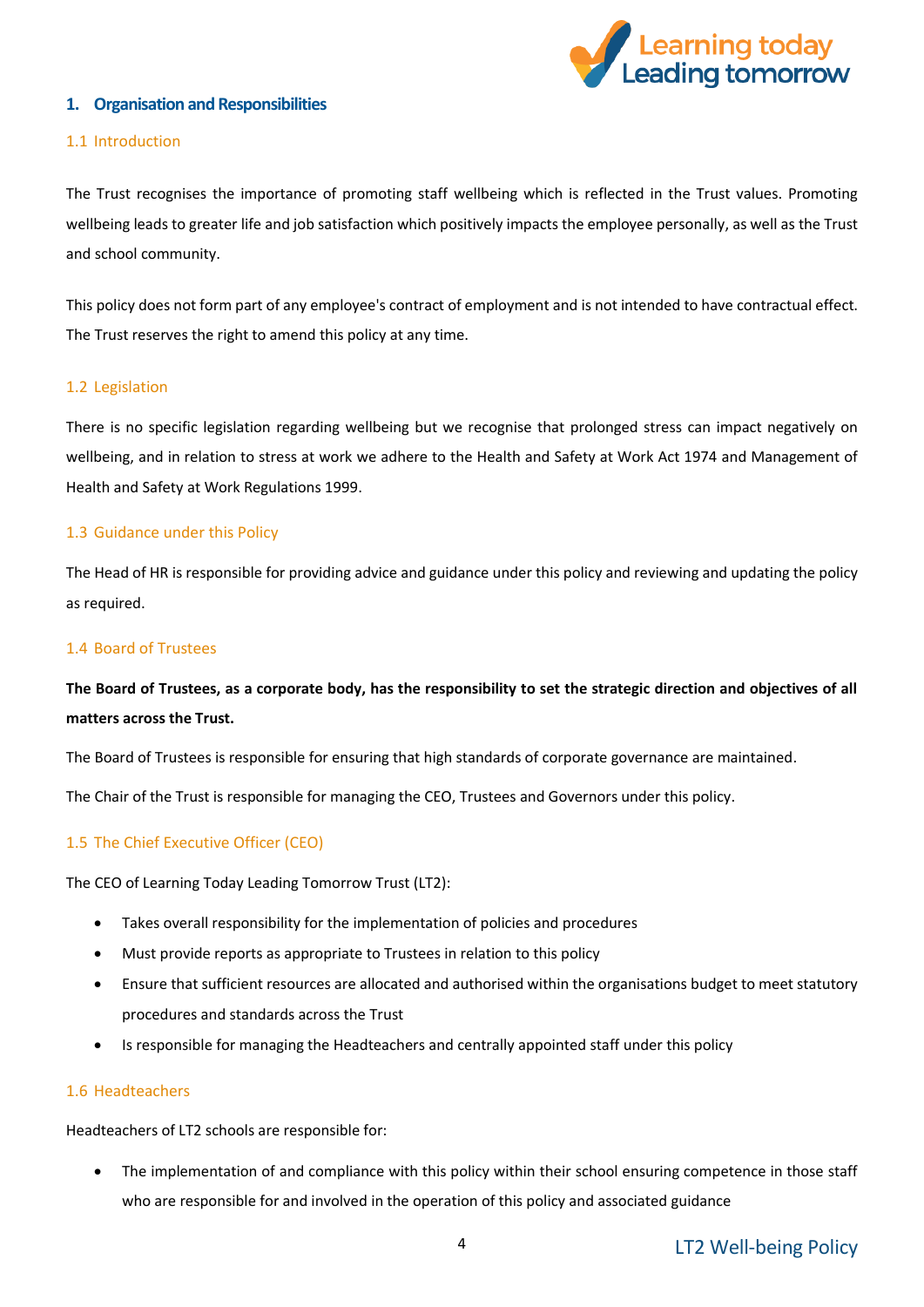## 1. Organisation and Responsibilities

### 1.1 Introduction

The Trust recognises the importance of promoting staff wellbeing which is reflected in the Trust values. Promoting wellbeing leads to greater life and job satisfaction which positively impacts the employee personally, as well as the Trust and school community.

This policy does not form part of any employee's contract of employment and is not intended to have contractual effect. The Trust reserves the right to amend this policy at any time.

### 1.2 Legislation

There is no specific legislation regarding wellbeing but we recognise that prolonged stress can impact negatively on wellbeing, and in relation to stress at work we adhere to the Health and Safety at Work Act 1974 and Management of Health and Safety at Work Regulations 1999.

### 1.3 Guidance under this Policy

The Head of HR is responsible for providing advice and guidance under this policy and reviewing and updating the policy as required.

### 1.4 Board of Trustees

**The Board of Trustees, as a corporate body, has the responsibility to set the strategic direction and objectives of all matters across the Trust.**

The Board of Trustees is responsible for ensuring that high standards of corporate governance are maintained.

The Chair of the Trust is responsible for managing the CEO, Trustees and Governors under this policy.

### 1.5 The Chief Executive Officer (CEO)

The CEO of Learning Today Leading Tomorrow Trust (LT2):

- Takes overall responsibility for the implementation of policies and procedures
- Must provide reports as appropriate to Trustees in relation to this policy
- Ensure that sufficient resources are allocated and authorised within the organisations budget to meet statutory procedures and standards across the Trust
- Is responsible for managing the Headteachers and centrally appointed staff under this policy

### 1.6 Headteachers

Headteachers of LT2 schools are responsible for:

- The implementation of and compliance with this policy within their school ensuring competence in those staff who are responsible for and involved in the operation of this policy and associated guidance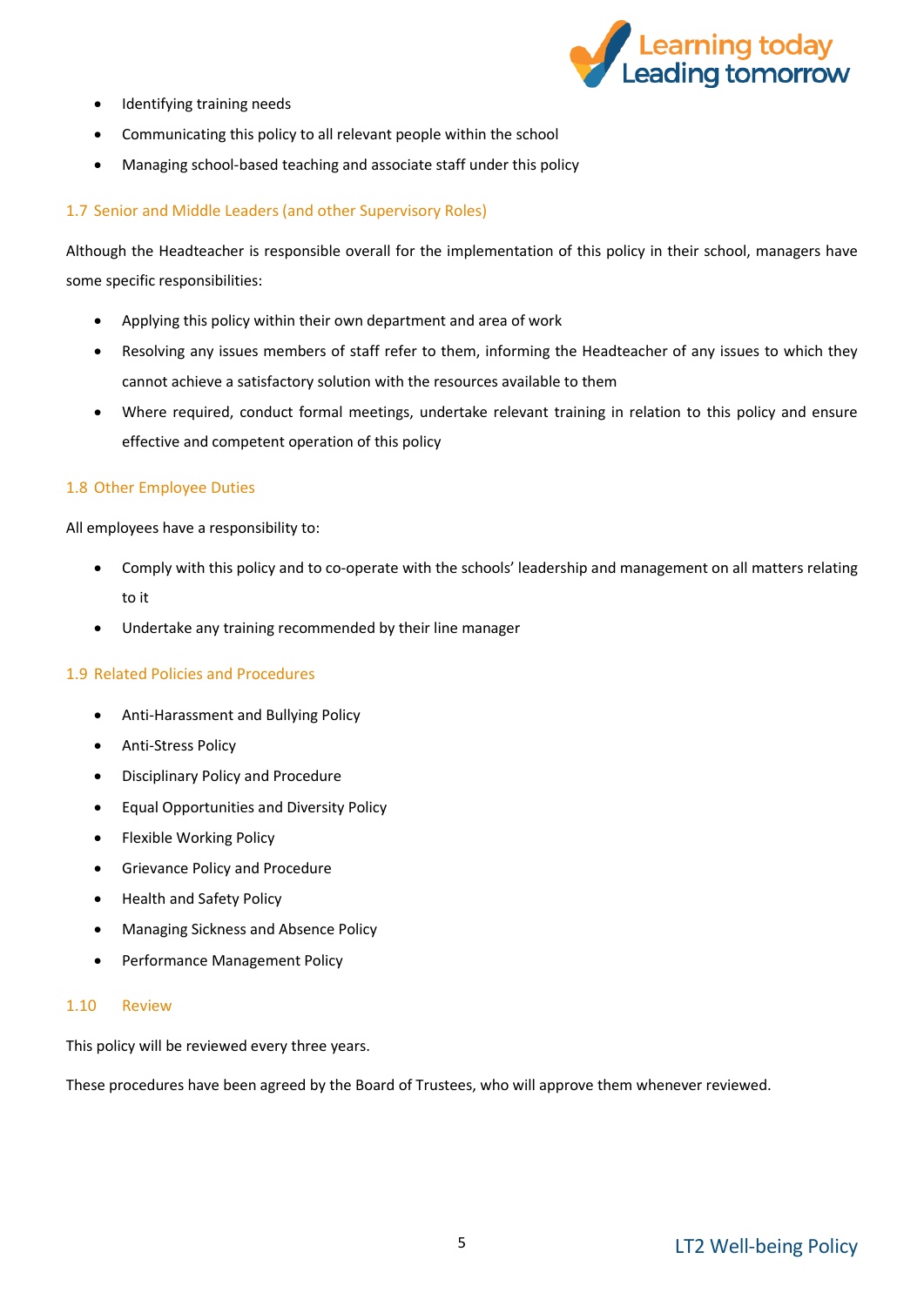- Identifying training needs
- Communicating this policy to all relevant people within the school
- Managing school-based teaching and associate staff under this policy

### 1.7 Senior and Middle Leaders (and other Supervisory Roles)

Although the Headteacher is responsible overall for the implementation of this policy in their school, managers have some specific responsibilities:

- Applying this policy within their own department and area of work
- Resolving any issues members of staff refer to them, informing the Headteacher of any issues to which they cannot achieve a satisfactory solution with the resources available to them
- Where required, conduct formal meetings, undertake relevant training in relation to this policy and ensure effective and competent operation of this policy

### 1.8 Other Employee Duties

All employees have a responsibility to:

- Comply with this policy and to co-operate with the schools' leadership and management on all matters relating to it
- Undertake any training recommended by their line manager

### 1.9 Related Policies and Procedures

- Anti-Harassment and Bullying Policy
- Anti-Stress Policy
- Disciplinary Policy and Procedure
- Equal Opportunities and Diversity Policy
- Flexible Working Policy
- Grievance Policy and Procedure
- Health and Safety Policy
- Managing Sickness and Absence Policy
- Performance Management Policy

### 1.10 Review

This policy will be reviewed every three years.

These procedures have been agreed by the Board of Trustees, who will approve them whenever reviewed.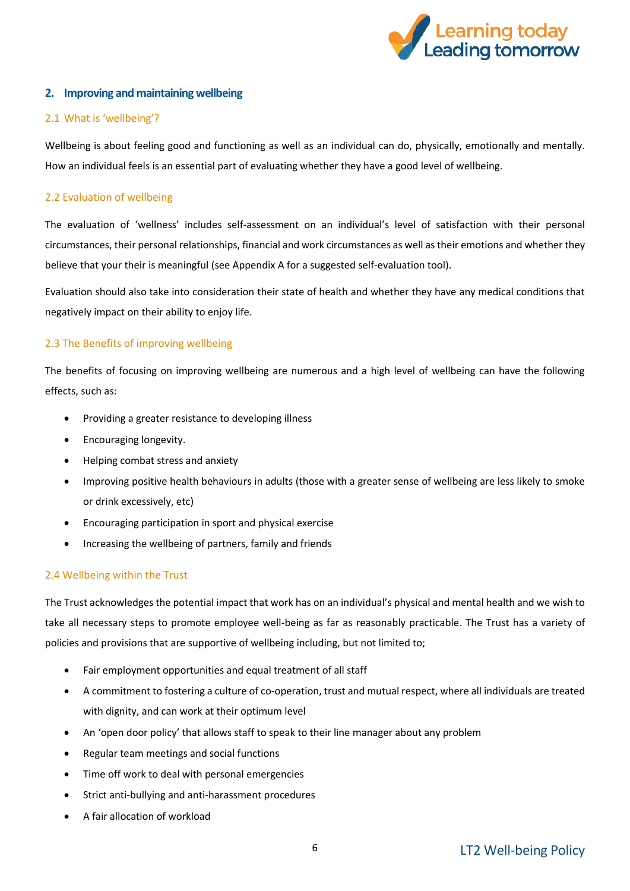## 2. Improving and maintaining wellbeing

### 2.1 What is 'wellbeing'?

Wellbeing is about feeling good and functioning as well as an individual can do, physically, emotionally and mentally. How an individual feels is an essential part of evaluating whether they have a good level of wellbeing.

### 2.2 Evaluation of wellbeing

The evaluation of 'wellness' includes self-assessment on an individual's level of satisfaction with their personal circumstances, their personal relationships, financial and work circumstances as well as their emotions and whether they believe that your their is meaningful (see Appendix A for a suggested self-evaluation tool).

Evaluation should also take into consideration their state of health and whether they have any medical conditions that negatively impact on their ability to enjoy life.

### 2.3 The Benefits of improving wellbeing

The benefits of focusing on improving wellbeing are numerous and a high level of wellbeing can have the following effects, such as:

- Providing a greater resistance to developing illness
- Encouraging longevity.
- Helping combat stress and anxiety
- Improving positive health behaviours in adults (those with a greater sense of wellbeing are less likely to smoke or drink excessively, etc)
- Encouraging participation in sport and physical exercise
- Increasing the wellbeing of partners, family and friends

### 2.4 Wellbeing within the Trust

The Trust acknowledges the potential impact that work has on an individual's physical and mental health and we wish to take all necessary steps to promote employee well-being as far as reasonably practicable. The Trust has a variety of policies and provisions that are supportive of wellbeing including, but not limited to;

- Fair employment opportunities and equal treatment of all staff
- A commitment to fostering a culture of co-operation, trust and mutual respect, where all individuals are treated with dignity, and can work at their optimum level
- An 'open door policy' that allows staff to speak to their line manager about any problem
- Regular team meetings and social functions
- Time off work to deal with personal emergencies
- Strict anti-bullying and anti-harassment procedures
- A fair allocation of workload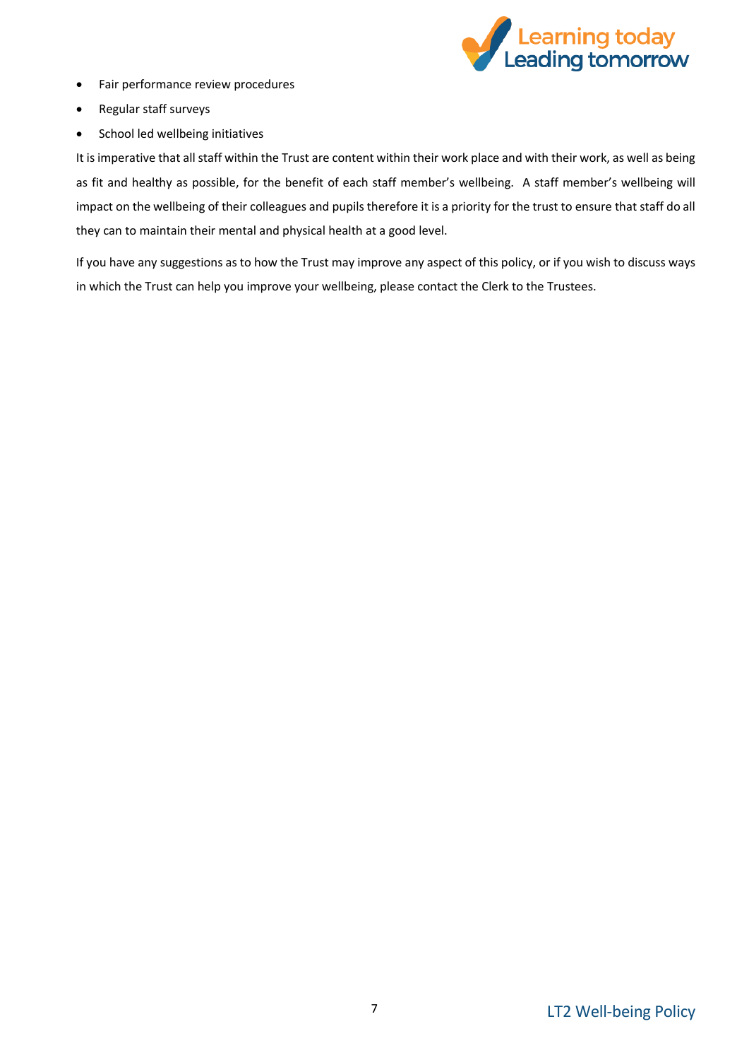- Fair performance review procedures
- Regular staff surveys
- School led wellbeing initiatives

It is imperative that all staff within the Trust are content within their work place and with their work, as well as being as fit and healthy as possible, for the benefit of each staff member's wellbeing. A staff member's wellbeing will impact on the wellbeing of their colleagues and pupils therefore it is a priority for the trust to ensure that staff do all they can to maintain their mental and physical health at a good level.

If you have any suggestions as to how the Trust may improve any aspect of this policy, or if you wish to discuss ways in which the Trust can help you improve your wellbeing, please contact the Clerk to the Trustees.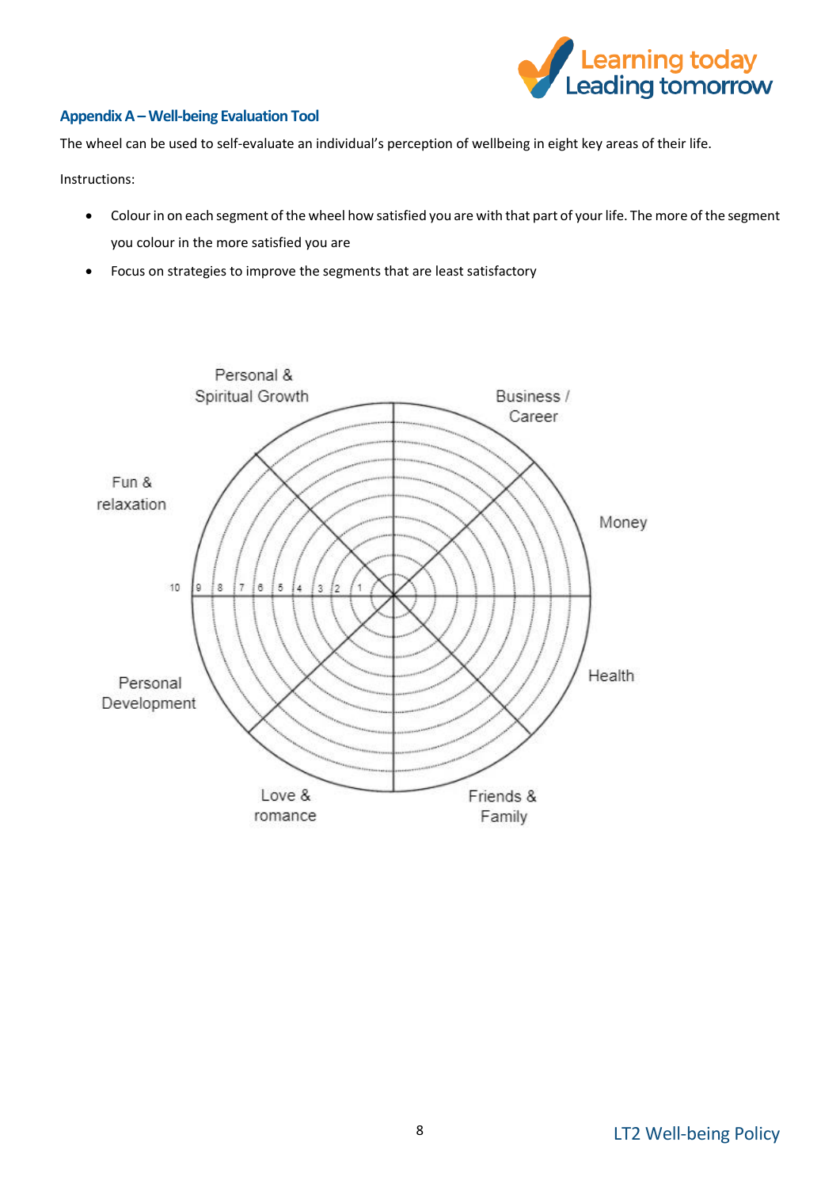## Appendix A – Well-being Evaluation Tool

The wheel can be used to self-evaluate an individual's perception of wellbeing in eight key areas of their life.

Instructions:

- Colour in on each segment of the wheel how satisfied you are with that part of your life. The more of the segment you colour in the more satisfied you are
- Focus on strategies to improve the segments that are least satisfactory

Personal & Spiritual Growth

Business / Career

Money

Health

Friends & Family

Love & romance

Personal Development

Fun & relaxation

10 9 8 7 6 5 4 3 2 1